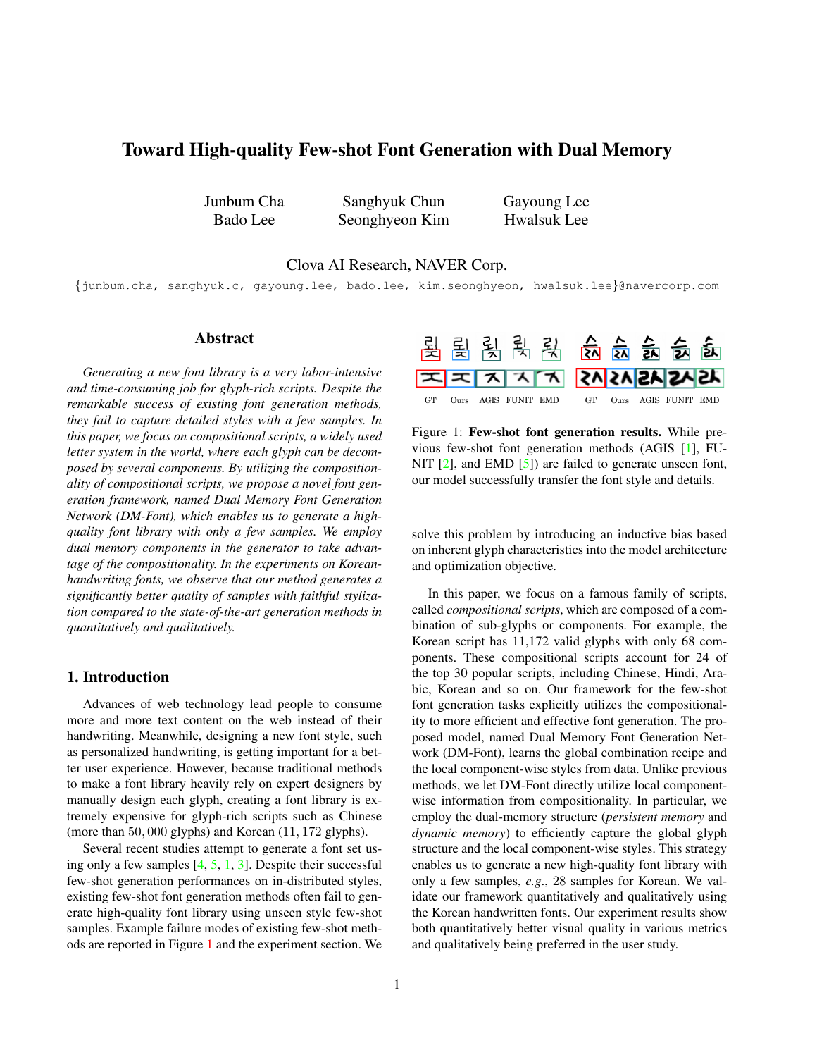# Toward High-quality Few-shot Font Generation with Dual Memory

Junbum Cha, Sanghyuk Chun, Gayoung Lee, Bado Lee, Seonghyeon Kim, Hwalsuk Lee

Clova AI Research, NAVER Corp.

{junbum.cha, sanghyuk.c, gayoung.lee, bado.lee, kim.seonghyeon, hwalsuk.lee}@navercorp.com

## Abstract

*Generating a new font library is a very labor-intensive and time-consuming job for glyph-rich scripts. Despite the remarkable success of existing font generation methods, they fail to capture detailed styles with a few samples. In this paper, we focus on compositional scripts, a widely used letter system in the world, where each glyph can be decomposed by several components. By utilizing the compositionality of compositional scripts, we propose a novel font generation framework, named Dual Memory Font Generation Network (DM-Font), which enables us to generate a high-quality font library with only a few samples. We employ dual memory components in the generator to take advantage of the compositionality. In the experiments on Korean-handwriting fonts, we observe that our method generates a significantly better quality of samples with faithful stylization compared to the state-of-the-art generation methods in quantitatively and qualitatively.*

## 1. Introduction

Advances of web technology lead people to consume more and more text content on the web instead of their handwriting. Meanwhile, designing a new font style, such as personalized handwriting, is getting important for a better user experience. However, because traditional methods to make a font library heavily rely on expert designers by manually design each glyph, creating a font library is extremely expensive for glyph-rich scripts such as Chinese (more than $50,000$ glyphs) and Korean ($11,172$ glyphs).

Several recent studies attempt to generate a font set using only a few samples [4, 5, 1, 3]. Despite their successful few-shot generation performances on in-distributed styles, existing few-shot font generation methods often fail to generate high-quality font library using unseen style few-shot samples. Example failure modes of existing few-shot methods are reported in Figure 1 and the experiment section. We solve this problem by introducing an inductive bias based on inherent glyph characteristics into the model architecture and optimization objective.

GT Ours AGIS FUNIT EMD GT Ours AGIS FUNIT EMD

Figure 1: **Few-shot font generation results.** While previous few-shot font generation methods (AGIS [1], FUNIT [2], and EMD [5]) are failed to generate unseen font, our model successfully transfer the font style and details.

In this paper, we focus on a famous family of scripts, called *compositional scripts*, which are composed of a combination of sub-glyphs or components. For example, the Korean script has 11,172 valid glyphs with only 68 components. These compositional scripts account for 24 of the top 30 popular scripts, including Chinese, Hindi, Arabic, Korean and so on. Our framework for the few-shot font generation tasks explicitly utilizes the compositionality to more efficient and effective font generation. The proposed model, named Dual Memory Font Generation Network (DM-Font), learns the global combination recipe and the local component-wise styles from data. Unlike previous methods, we let DM-Font directly utilize local component-wise information from compositionality. In particular, we employ the dual-memory structure (*persistent memory* and *dynamic memory*) to efficiently capture the global glyph structure and the local component-wise styles. This strategy enables us to generate a new high-quality font library with only a few samples, *e.g.*, 28 samples for Korean. We validate our framework quantitatively and qualitatively using the Korean handwritten fonts. Our experiment results show both quantitatively better visual quality in various metrics and qualitatively being preferred in the user study.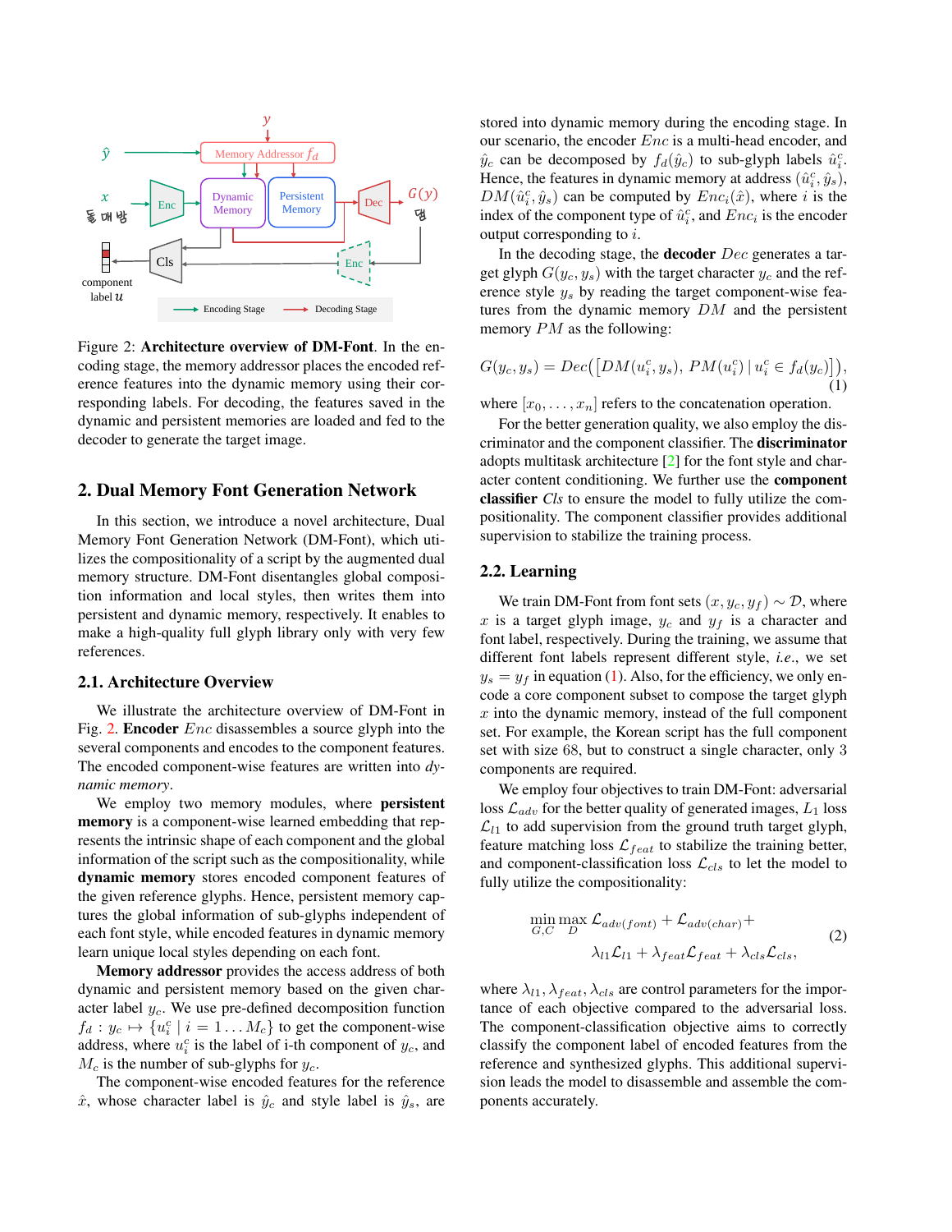Figure 2: **Architecture overview of DM-Font**. In the encoding stage, the memory addressor places the encoded reference features into the dynamic memory using their corresponding labels. For decoding, the features saved in the dynamic and persistent memories are loaded and fed to the decoder to generate the target image.

## 2. Dual Memory Font Generation Network

In this section, we introduce a novel architecture, Dual Memory Font Generation Network (DM-Font), which utilizes the compositionality of a script by the augmented dual memory structure. DM-Font disentangles global composition information and local styles, then writes them into persistent and dynamic memory, respectively. It enables to make a high-quality full glyph library only with very few references.

### 2.1. Architecture Overview

We illustrate the architecture overview of DM-Font in Fig. 2. **Encoder** $Enc$ disassembles a source glyph into the several components and encodes to the component features. The encoded component-wise features are written into *dynamic memory*.

We employ two memory modules, where **persistent memory** is a component-wise learned embedding that represents the intrinsic shape of each component and the global information of the script such as the compositionality, while **dynamic memory** stores encoded component features of the given reference glyphs. Hence, persistent memory captures the global information of sub-glyphs independent of each font style, while encoded features in dynamic memory learn unique local styles depending on each font.

**Memory addressor** provides the access address of both dynamic and persistent memory based on the given character label $y_c$. We use pre-defined decomposition function $f_d : y_c \mapsto \{u_i^c \mid i = 1 \ldots M_c\}$ to get the component-wise address, where $u_i^c$ is the label of i-th component of $y_c$, and $M_c$ is the number of sub-glyphs for $y_c$.

The component-wise encoded features for the reference $\hat{x}$, whose character label is $\hat{y}_c$ and style label is $\hat{y}_s$, are stored into dynamic memory during the encoding stage. In our scenario, the encoder $Enc$ is a multi-head encoder, and $\hat{y}_c$ can be decomposed by $f_d(\hat{y}_c)$ to sub-glyph labels $\hat{u}_i^c$. Hence, the features in dynamic memory at address $(\hat{u}_i^c, \hat{y}_s)$, $DM(\hat{u}_i^c, \hat{y}_s)$ can be computed by $Enc_i(\hat{x})$, where $i$ is the index of the component type of $\hat{u}_i^c$, and $Enc_i$ is the encoder output corresponding to $i$.

In the decoding stage, the **decoder** $Dec$ generates a target glyph $G(y_c, y_s)$ with the target character $y_c$ and the reference style $y_s$ by reading the target component-wise features from the dynamic memory $DM$ and the persistent memory $PM$ as the following:

$$G(y_c, y_s) = Dec\big([DM(u_i^c, y_s),\ PM(u_i^c) \mid u_i^c \in f_d(y_c)]\big), \quad (1)$$

where $[x_0, \ldots, x_n]$ refers to the concatenation operation.

For the better generation quality, we also employ the discriminator and the component classifier. The **discriminator** adopts multitask architecture [2] for the font style and character content conditioning. We further use the **component classifier** $Cls$ to ensure the model to fully utilize the compositionality. The component classifier provides additional supervision to stabilize the training process.

### 2.2. Learning

We train DM-Font from font sets $(x, y_c, y_f) \sim \mathcal{D}$, where $x$ is a target glyph image, $y_c$ and $y_f$ is a character and font label, respectively. During the training, we assume that different font labels represent different style, *i.e.*, we set $y_s = y_f$ in equation (1). Also, for the efficiency, we only encode a core component subset to compose the target glyph $x$ into the dynamic memory, instead of the full component set. For example, the Korean script has the full component set with size 68, but to construct a single character, only 3 components are required.

We employ four objectives to train DM-Font: adversarial loss $\mathcal{L}_{adv}$ for the better quality of generated images, $L_1$ loss $\mathcal{L}_{l1}$ to add supervision from the ground truth target glyph, feature matching loss $\mathcal{L}_{feat}$ to stabilize the training better, and component-classification loss $\mathcal{L}_{cls}$ to let the model to fully utilize the compositionality:

$$\begin{aligned}\min_{G,C} \max_{D}\ & \mathcal{L}_{adv(font)} + \mathcal{L}_{adv(char)} + \\ & \lambda_{l1}\mathcal{L}_{l1} + \lambda_{feat}\mathcal{L}_{feat} + \lambda_{cls}\mathcal{L}_{cls},\end{aligned} \quad (2)$$

where $\lambda_{l1}, \lambda_{feat}, \lambda_{cls}$ are control parameters for the importance of each objective compared to the adversarial loss. The component-classification objective aims to correctly classify the component label of encoded features from the reference and synthesized glyphs. This additional supervision leads the model to disassemble and assemble the components accurately.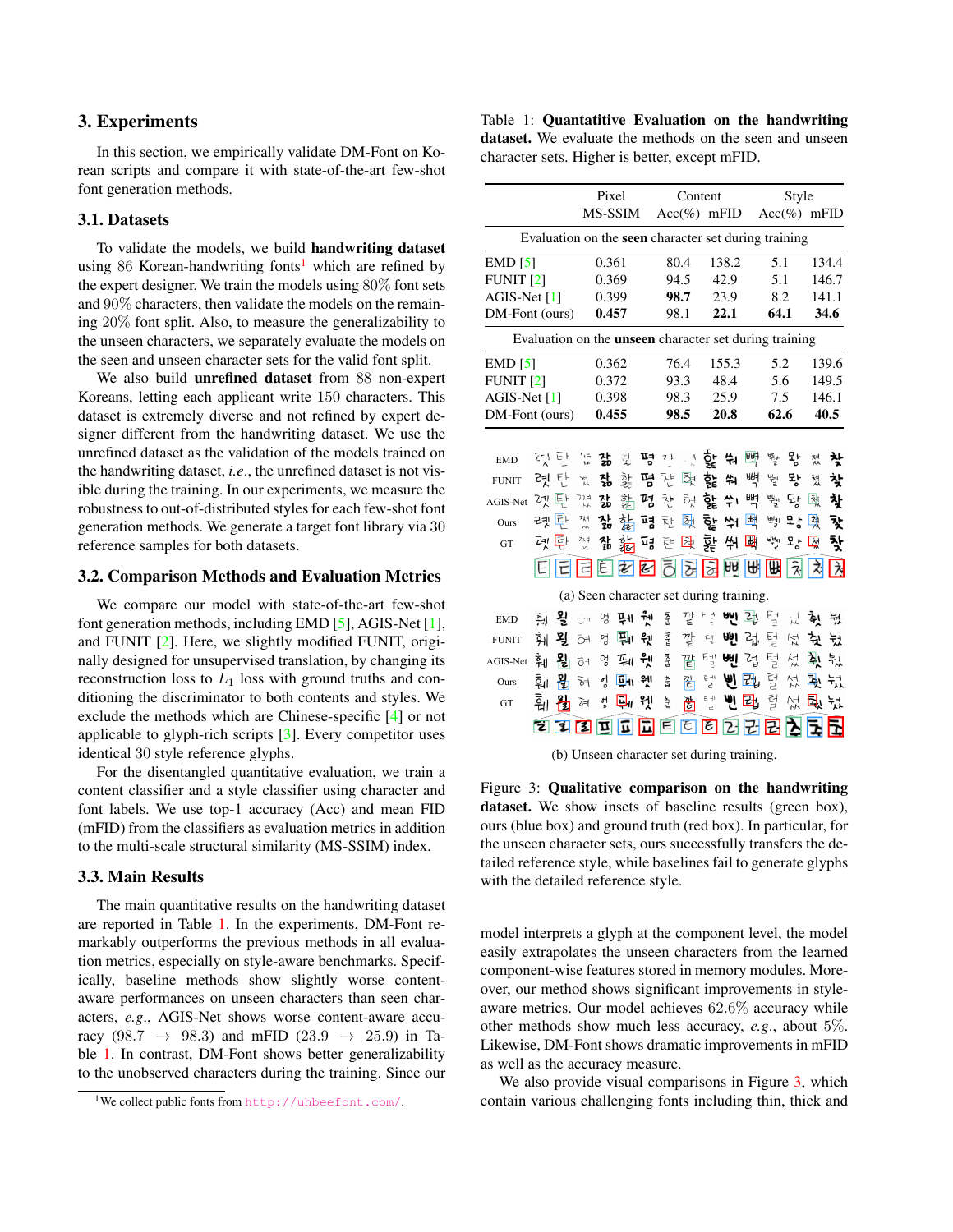## 3. Experiments

In this section, we empirically validate DM-Font on Korean scripts and compare it with state-of-the-art few-shot font generation methods.

### 3.1. Datasets

To validate the models, we build **handwriting dataset** using 86 Korean-handwriting fonts[1] which are refined by the expert designer. We train the models using 80% font sets and 90% characters, then validate the models on the remaining 20% font split. Also, to measure the generalizability to the unseen characters, we separately evaluate the models on the seen and unseen character sets for the valid font split.

We also build **unrefined dataset** from 88 non-expert Koreans, letting each applicant write 150 characters. This dataset is extremely diverse and not refined by expert designer different from the handwriting dataset. We use the unrefined dataset as the validation of the models trained on the handwriting dataset, *i.e.*, the unrefined dataset is not visible during the training. In our experiments, we measure the robustness to out-of-distributed styles for each few-shot font generation methods. We generate a target font library via 30 reference samples for both datasets.

### 3.2. Comparison Methods and Evaluation Metrics

We compare our model with state-of-the-art few-shot font generation methods, including EMD [5], AGIS-Net [1], and FUNIT [2]. Here, we slightly modified FUNIT, originally designed for unsupervised translation, by changing its reconstruction loss to $L_1$ loss with ground truths and conditioning the discriminator to both contents and styles. We exclude the methods which are Chinese-specific [4] or not applicable to glyph-rich scripts [3]. Every competitor uses identical 30 style reference glyphs.

For the disentangled quantitative evaluation, we train a content classifier and a style classifier using character and font labels. We use top-1 accuracy (Acc) and mean FID (mFID) from the classifiers as evaluation metrics in addition to the multi-scale structural similarity (MS-SSIM) index.

### 3.3. Main Results

The main quantitative results on the handwriting dataset are reported in Table 1. In the experiments, DM-Font remarkably outperforms the previous methods in all evaluation metrics, especially on style-aware benchmarks. Specifically, baseline methods show slightly worse content-aware performances on unseen characters than seen characters, *e.g.*, AGIS-Net shows worse content-aware accuracy (98.7 → 98.3) and mFID (23.9 → 25.9) in Table 1. In contrast, DM-Font shows better generalizability to the unobserved characters during the training. Since our model interprets a glyph at the component level, the model easily extrapolates the unseen characters from the learned component-wise features stored in memory modules. Moreover, our method shows significant improvements in style-aware metrics. Our model achieves 62.6% accuracy while other methods show much less accuracy, *e.g.*, about 5%. Likewise, DM-Font shows dramatic improvements in mFID as well as the accuracy measure.

We also provide visual comparisons in Figure 3, which contain various challenging fonts including thin, thick and

[1] We collect public fonts from http://uhbeefont.com/.

Table 1: **Quantitative Evaluation on the handwriting dataset.** We evaluate the methods on the seen and unseen character sets. Higher is better, except mFID.

| | Pixel | Content | | Style | |
|---|---|---|---|---|---|
| | MS-SSIM | Acc(%) | mFID | Acc(%) | mFID |
| *Evaluation on the **seen** character set during training* | | | | | |
| EMD [5] | 0.361 | 80.4 | 138.2 | 5.1 | 134.4 |
| FUNIT [2] | 0.369 | 94.5 | 42.9 | 5.1 | 146.7 |
| AGIS-Net [1] | 0.399 | **98.7** | 23.9 | 8.2 | 141.1 |
| DM-Font (ours) | **0.457** | 98.1 | **22.1** | **64.1** | **34.6** |
| *Evaluation on the **unseen** character set during training* | | | | | |
| EMD [5] | 0.362 | 76.4 | 155.3 | 5.2 | 139.6 |
| FUNIT [2] | 0.372 | 93.3 | 48.4 | 5.6 | 149.5 |
| AGIS-Net [1] | 0.398 | 98.3 | 25.9 | 7.5 | 146.1 |
| DM-Font (ours) | **0.455** | **98.5** | **20.8** | **62.6** | **40.5** |

(a) Seen character set during training.

(b) Unseen character set during training.

Figure 3: **Qualitative comparison on the handwriting dataset.** We show insets of baseline results (green box), ours (blue box) and ground truth (red box). In particular, for the unseen character sets, ours successfully transfers the detailed reference style, while baselines fail to generate glyphs with the detailed reference style.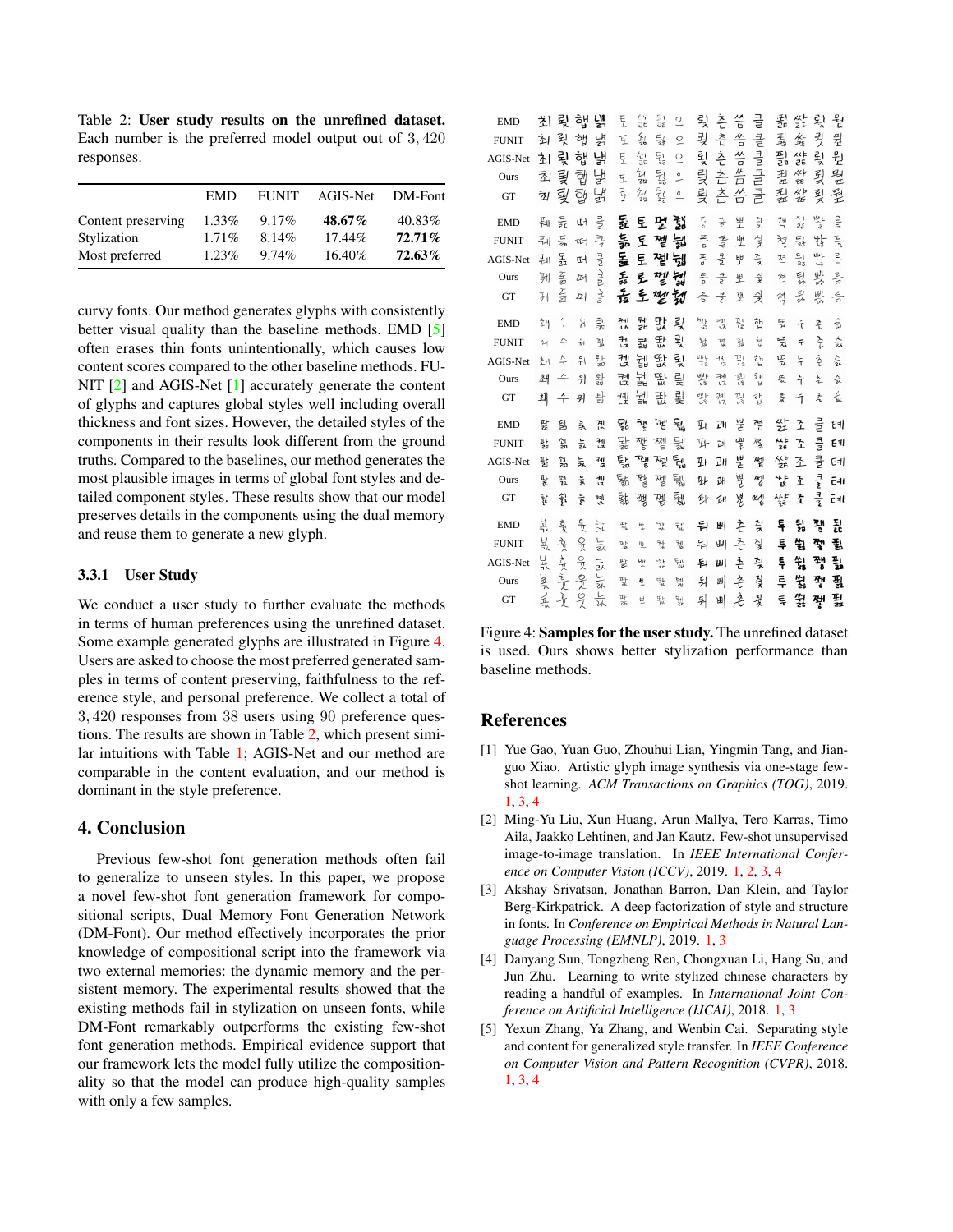Table 2: **User study results on the unrefined dataset.** Each number is the preferred model output out of 3,420 responses.

| | EMD | FUNIT | AGIS-Net | DM-Font |
|---|---|---|---|---|
| Content preserving | 1.33% | 9.17% | **48.67%** | 40.83% |
| Stylization | 1.71% | 8.14% | 17.44% | **72.71%** |
| Most preferred | 1.23% | 9.74% | 16.40% | **72.63%** |

curvy fonts. Our method generates glyphs with consistently better visual quality than the baseline methods. EMD [5] often erases thin fonts unintentionally, which causes low content scores compared to the other baseline methods. FUNIT [2] and AGIS-Net [1] accurately generate the content of glyphs and captures global styles well including overall thickness and font sizes. However, the detailed styles of the components in their results look different from the ground truths. Compared to the baselines, our method generates the most plausible images in terms of global font styles and detailed component styles. These results show that our model preserves details in the components using the dual memory and reuse them to generate a new glyph.

### 3.3.1 User Study

We conduct a user study to further evaluate the methods in terms of human preferences using the unrefined dataset. Some example generated glyphs are illustrated in Figure 4. Users are asked to choose the most preferred generated samples in terms of content preserving, faithfulness to the reference style, and personal preference. We collect a total of 3,420 responses from 38 users using 90 preference questions. The results are shown in Table 2, which present similar intuitions with Table 1; AGIS-Net and our method are comparable in the content evaluation, and our method is dominant in the style preference.

## 4. Conclusion

Previous few-shot font generation methods often fail to generalize to unseen styles. In this paper, we propose a novel few-shot font generation framework for compositional scripts, Dual Memory Font Generation Network (DM-Font). Our method effectively incorporates the prior knowledge of compositional script into the framework via two external memories: the dynamic memory and the persistent memory. The experimental results showed that the existing methods fail in stylization on unseen fonts, while DM-Font remarkably outperforms the existing few-shot font generation methods. Empirical evidence support that our framework lets the model fully utilize the compositionality so that the model can produce high-quality samples with only a few samples.

EMD
FUNIT
AGIS-Net
Ours
GT

Figure 4: **Samples for the user study.** The unrefined dataset is used. Ours shows better stylization performance than baseline methods.

## References

[1] Yue Gao, Yuan Guo, Zhouhui Lian, Yingmin Tang, and Jianguo Xiao. Artistic glyph image synthesis via one-stage few-shot learning. *ACM Transactions on Graphics (TOG)*, 2019. 1, 3, 4

[2] Ming-Yu Liu, Xun Huang, Arun Mallya, Tero Karras, Timo Aila, Jaakko Lehtinen, and Jan Kautz. Few-shot unsupervised image-to-image translation. In *IEEE International Conference on Computer Vision (ICCV)*, 2019. 1, 2, 3, 4

[3] Akshay Srivatsan, Jonathan Barron, Dan Klein, and Taylor Berg-Kirkpatrick. A deep factorization of style and structure in fonts. In *Conference on Empirical Methods in Natural Language Processing (EMNLP)*, 2019. 1, 3

[4] Danyang Sun, Tongzheng Ren, Chongxuan Li, Hang Su, and Jun Zhu. Learning to write stylized chinese characters by reading a handful of examples. In *International Joint Conference on Artificial Intelligence (IJCAI)*, 2018. 1, 3

[5] Yexun Zhang, Ya Zhang, and Wenbin Cai. Separating style and content for generalized style transfer. In *IEEE Conference on Computer Vision and Pattern Recognition (CVPR)*, 2018. 1, 3, 4